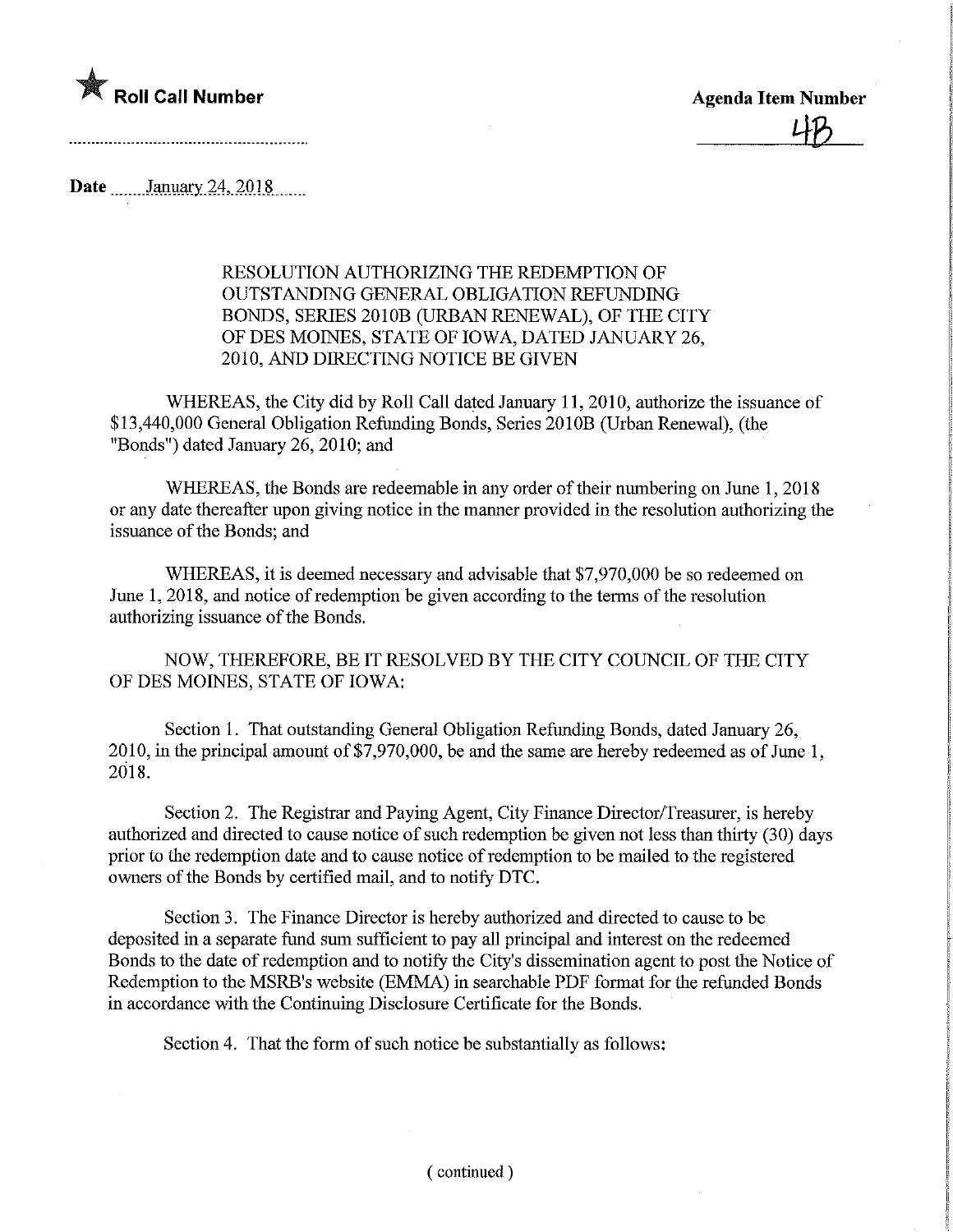★ **Roll Call Number**

**Agenda Item Number**

4B

**Date** January 24, 2018

RESOLUTION AUTHORIZING THE REDEMPTION OF OUTSTANDING GENERAL OBLIGATION REFUNDING BONDS, SERIES 2010B (URBAN RENEWAL), OF THE CITY OF DES MOINES, STATE OF IOWA, DATED JANUARY 26, 2010, AND DIRECTING NOTICE BE GIVEN

WHEREAS, the City did by Roll Call dated January 11, 2010, authorize the issuance of $13,440,000 General Obligation Refunding Bonds, Series 2010B (Urban Renewal), (the "Bonds") dated January 26, 2010; and

WHEREAS, the Bonds are redeemable in any order of their numbering on June 1, 2018 or any date thereafter upon giving notice in the manner provided in the resolution authorizing the issuance of the Bonds; and

WHEREAS, it is deemed necessary and advisable that $7,970,000 be so redeemed on June 1, 2018, and notice of redemption be given according to the terms of the resolution authorizing issuance of the Bonds.

NOW, THEREFORE, BE IT RESOLVED BY THE CITY COUNCIL OF THE CITY OF DES MOINES, STATE OF IOWA:

Section 1. That outstanding General Obligation Refunding Bonds, dated January 26, 2010, in the principal amount of $7,970,000, be and the same are hereby redeemed as of June 1, 2018.

Section 2. The Registrar and Paying Agent, City Finance Director/Treasurer, is hereby authorized and directed to cause notice of such redemption be given not less than thirty (30) days prior to the redemption date and to cause notice of redemption to be mailed to the registered owners of the Bonds by certified mail, and to notify DTC.

Section 3. The Finance Director is hereby authorized and directed to cause to be deposited in a separate fund sum sufficient to pay all principal and interest on the redeemed Bonds to the date of redemption and to notify the City's dissemination agent to post the Notice of Redemption to the MSRB's website (EMMA) in searchable PDF format for the refunded Bonds in accordance with the Continuing Disclosure Certificate for the Bonds.

Section 4. That the form of such notice be substantially as follows:

( continued )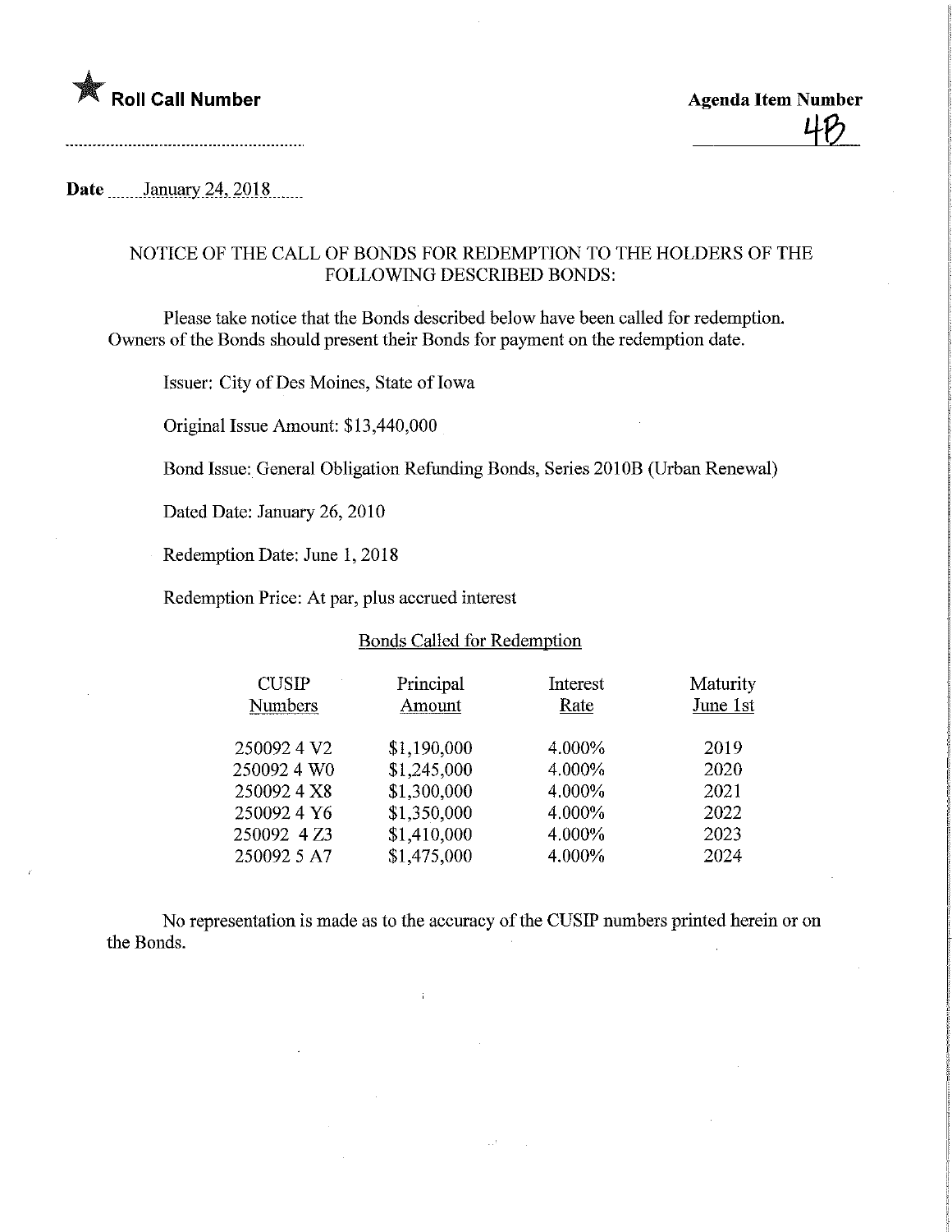★ **Roll Call Number**

**Agenda Item Number**
4B

**Date** January 24, 2018

NOTICE OF THE CALL OF BONDS FOR REDEMPTION TO THE HOLDERS OF THE FOLLOWING DESCRIBED BONDS:

Please take notice that the Bonds described below have been called for redemption. Owners of the Bonds should present their Bonds for payment on the redemption date.

Issuer: City of Des Moines, State of Iowa

Original Issue Amount: $13,440,000

Bond Issue: General Obligation Refunding Bonds, Series 2010B (Urban Renewal)

Dated Date: January 26, 2010

Redemption Date: June 1, 2018

Redemption Price: At par, plus accrued interest

Bonds Called for Redemption

| CUSIP Numbers | Principal Amount | Interest Rate | Maturity June 1st |
|---|---|---|---|
| 250092 4 V2 | $1,190,000 | 4.000% | 2019 |
| 250092 4 W0 | $1,245,000 | 4.000% | 2020 |
| 250092 4 X8 | $1,300,000 | 4.000% | 2021 |
| 250092 4 Y6 | $1,350,000 | 4.000% | 2022 |
| 250092 4 Z3 | $1,410,000 | 4.000% | 2023 |
| 250092 5 A7 | $1,475,000 | 4.000% | 2024 |

No representation is made as to the accuracy of the CUSIP numbers printed herein or on the Bonds.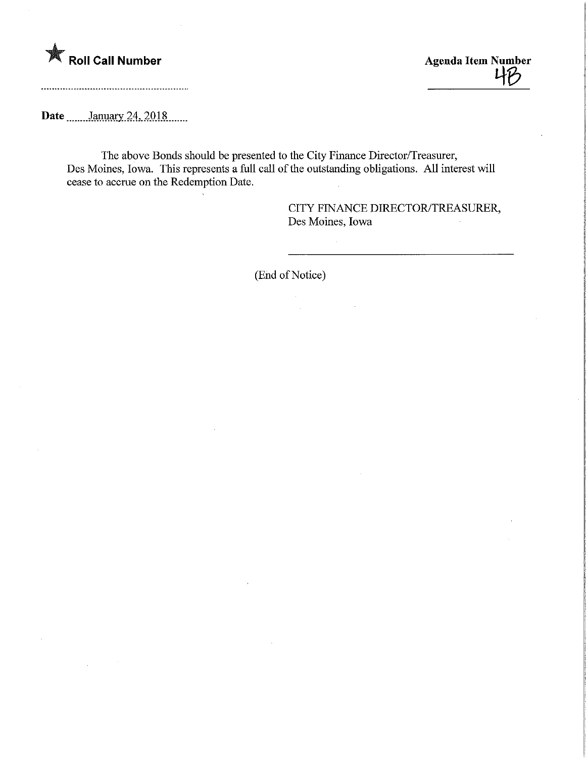★ **Roll Call Number**

**Agenda Item Number**
4B

**Date** January 24, 2018

The above Bonds should be presented to the City Finance Director/Treasurer, Des Moines, Iowa. This represents a full call of the outstanding obligations. All interest will cease to accrue on the Redemption Date.

CITY FINANCE DIRECTOR/TREASURER,
Des Moines, Iowa

______________________________

(End of Notice)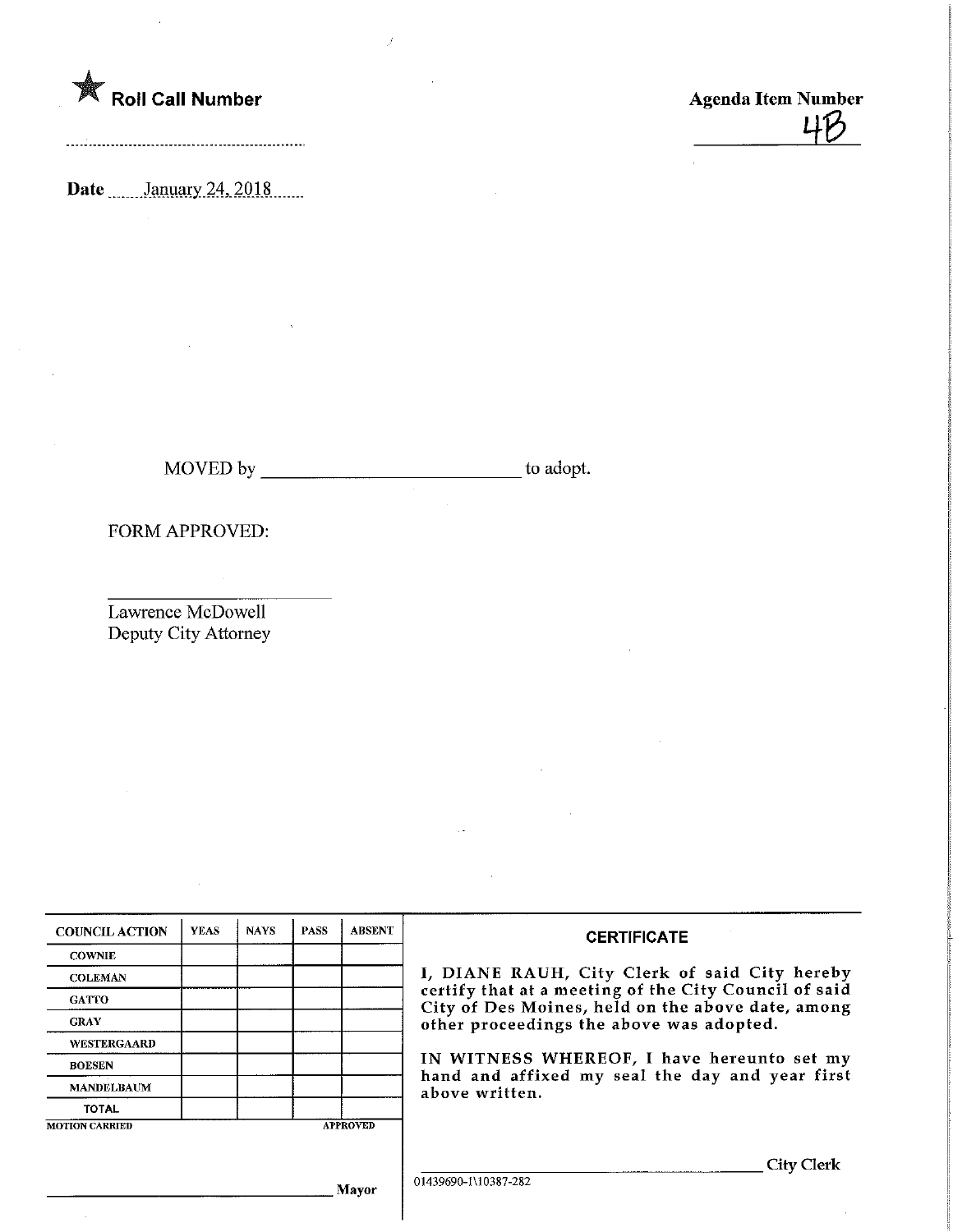★ **Roll Call Number**

..............................................................

**Agenda Item Number**

4B

**Date** January 24, 2018

MOVED by ____________________________ to adopt.

FORM APPROVED:

____________________________

Lawrence McDowell
Deputy City Attorney

| COUNCIL ACTION | YEAS | NAYS | PASS | ABSENT |
| --- | --- | --- | --- | --- |
| COWNIE | | | | |
| COLEMAN | | | | |
| GATTO | | | | |
| GRAY | | | | |
| WESTERGAARD | | | | |
| BOESEN | | | | |
| MANDELBAUM | | | | |
| TOTAL | | | | |

MOTION CARRIED APPROVED

____________________________ Mayor

**CERTIFICATE**

I, DIANE RAUH, City Clerk of said City hereby certify that at a meeting of the City Council of said City of Des Moines, held on the above date, among other proceedings the above was adopted.

IN WITNESS WHEREOF, I have hereunto set my hand and affixed my seal the day and year first above written.

____________________________ City Clerk

01439690-1\10387-282